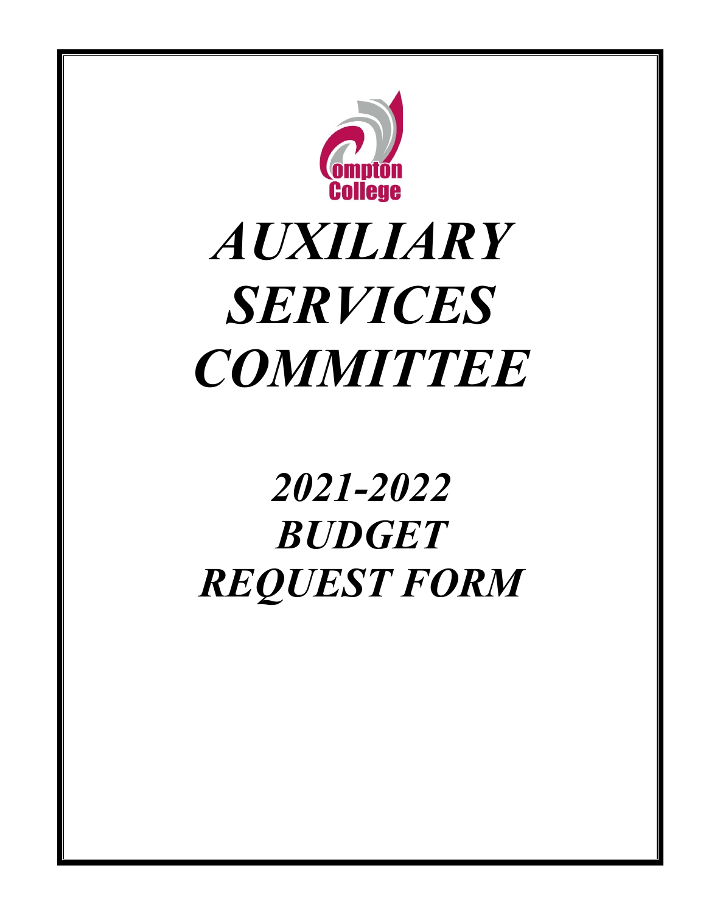Compton College

# *AUXILIARY SERVICES COMMITTEE*

## *2021-2022 BUDGET REQUEST FORM*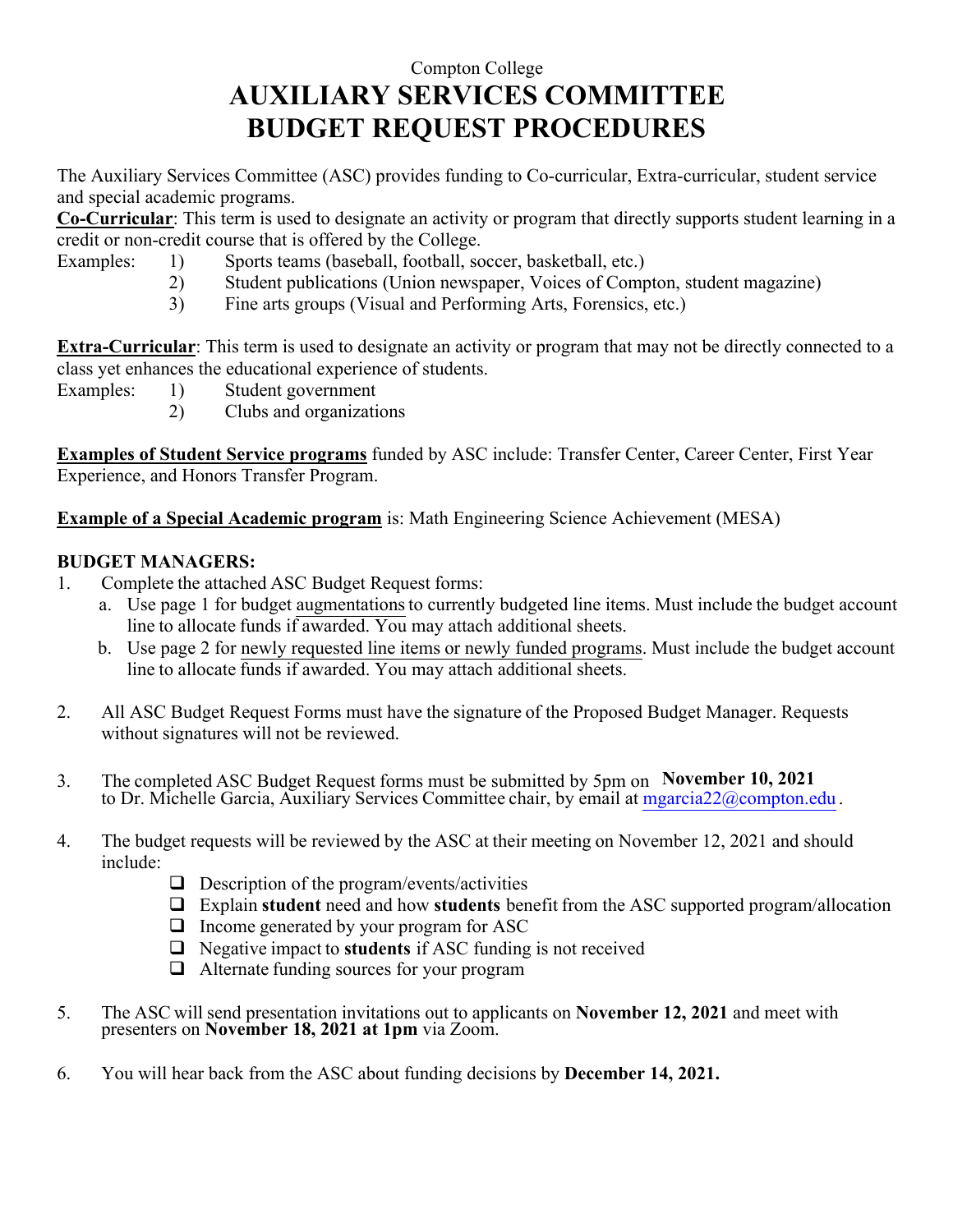Compton College

# AUXILIARY SERVICES COMMITTEE BUDGET REQUEST PROCEDURES

The Auxiliary Services Committee (ASC) provides funding to Co-curricular, Extra-curricular, student service and special academic programs.

**Co-Curricular**: This term is used to designate an activity or program that directly supports student learning in a credit or non-credit course that is offered by the College.

Examples:
1) Sports teams (baseball, football, soccer, basketball, etc.)
2) Student publications (Union newspaper, Voices of Compton, student magazine)
3) Fine arts groups (Visual and Performing Arts, Forensics, etc.)

**Extra-Curricular**: This term is used to designate an activity or program that may not be directly connected to a class yet enhances the educational experience of students.

Examples:
1) Student government
2) Clubs and organizations

**Examples of Student Service programs** funded by ASC include: Transfer Center, Career Center, First Year Experience, and Honors Transfer Program.

**Example of a Special Academic program** is: Math Engineering Science Achievement (MESA)

**BUDGET MANAGERS:**

1. Complete the attached ASC Budget Request forms:
   a. Use page 1 for budget augmentations to currently budgeted line items. Must include the budget account line to allocate funds if awarded. You may attach additional sheets.
   b. Use page 2 for newly requested line items or newly funded programs. Must include the budget account line to allocate funds if awarded. You may attach additional sheets.

2. All ASC Budget Request Forms must have the signature of the Proposed Budget Manager. Requests without signatures will not be reviewed.

3. The completed ASC Budget Request forms must be submitted by 5pm on **November 10, 2021** to Dr. Michelle Garcia, Auxiliary Services Committee chair, by email at mgarcia22@compton.edu.

4. The budget requests will be reviewed by the ASC at their meeting on November 12, 2021 and should include:
   - ❑ Description of the program/events/activities
   - ❑ Explain **student** need and how **students** benefit from the ASC supported program/allocation
   - ❑ Income generated by your program for ASC
   - ❑ Negative impact to **students** if ASC funding is not received
   - ❑ Alternate funding sources for your program

5. The ASC will send presentation invitations out to applicants on **November 12, 2021** and meet with presenters on **November 18, 2021 at 1pm** via Zoom.

6. You will hear back from the ASC about funding decisions by **December 14, 2021.**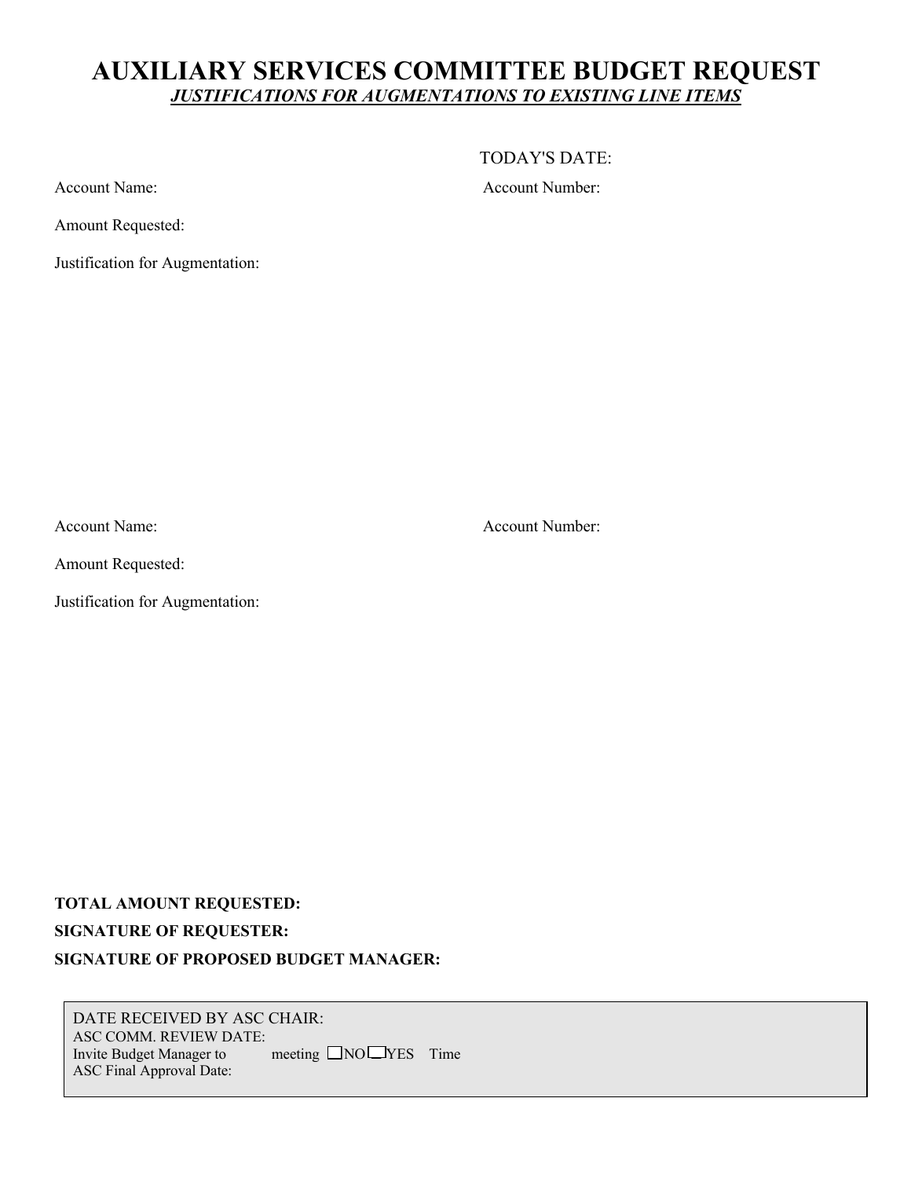# AUXILIARY SERVICES COMMITTEE BUDGET REQUEST

***JUSTIFICATIONS FOR AUGMENTATIONS TO EXISTING LINE ITEMS***

TODAY'S DATE:

Account Name: Account Number:

Amount Requested:

Justification for Augmentation:

Account Name: Account Number:

Amount Requested:

Justification for Augmentation:

**TOTAL AMOUNT REQUESTED:**

**SIGNATURE OF REQUESTER:**

**SIGNATURE OF PROPOSED BUDGET MANAGER:**

DATE RECEIVED BY ASC CHAIR:
ASC COMM. REVIEW DATE:
Invite Budget Manager to meeting ☐NO ☐YES Time
ASC Final Approval Date: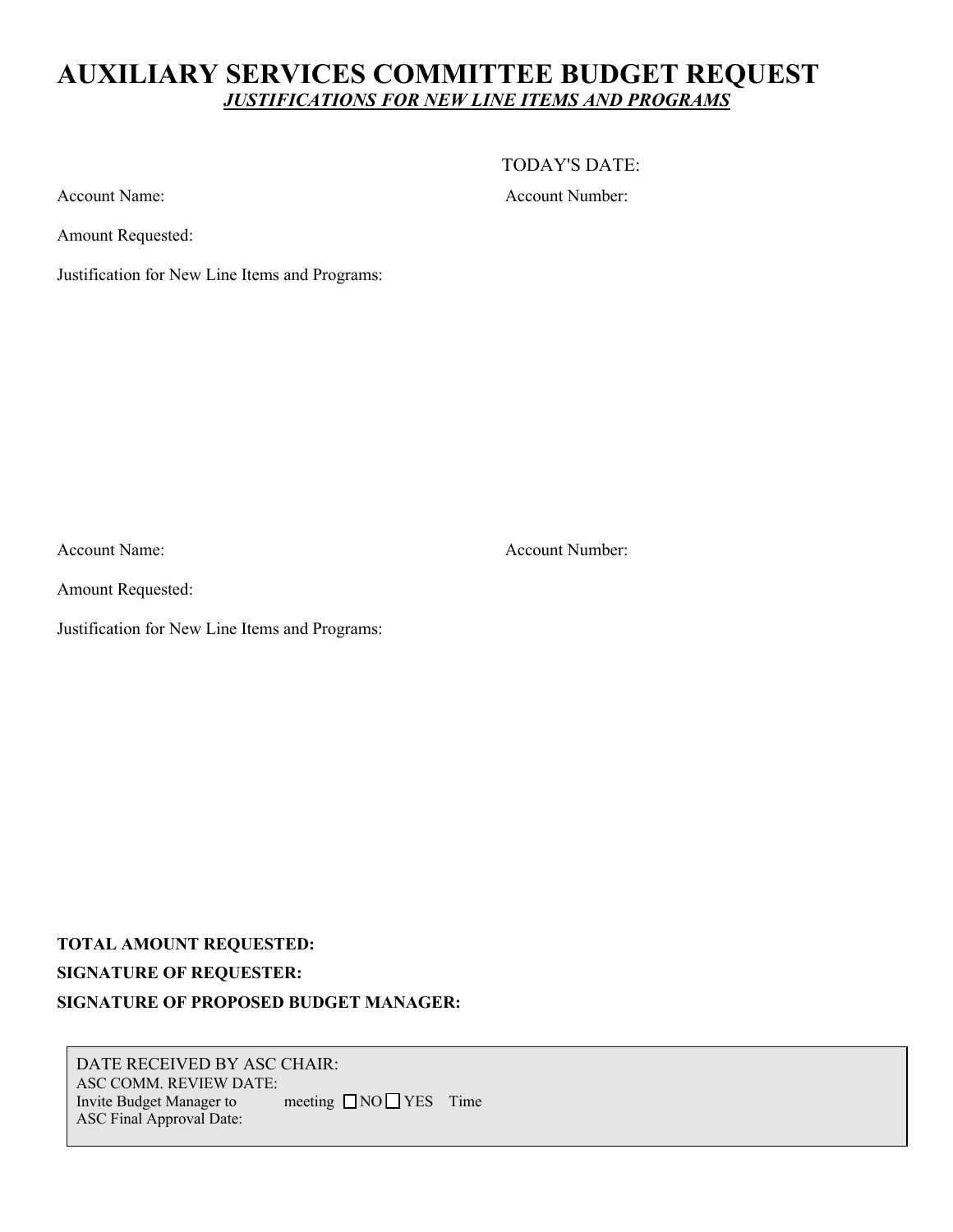# AUXILIARY SERVICES COMMITTEE BUDGET REQUEST

***JUSTIFICATIONS FOR NEW LINE ITEMS AND PROGRAMS***

TODAY'S DATE:

Account Name: Account Number:

Amount Requested:

Justification for New Line Items and Programs:

Account Name: Account Number:

Amount Requested:

Justification for New Line Items and Programs:

**TOTAL AMOUNT REQUESTED:**

**SIGNATURE OF REQUESTER:**

**SIGNATURE OF PROPOSED BUDGET MANAGER:**

DATE RECEIVED BY ASC CHAIR:
ASC COMM. REVIEW DATE:
Invite Budget Manager to meeting ☐ NO ☐ YES Time
ASC Final Approval Date: